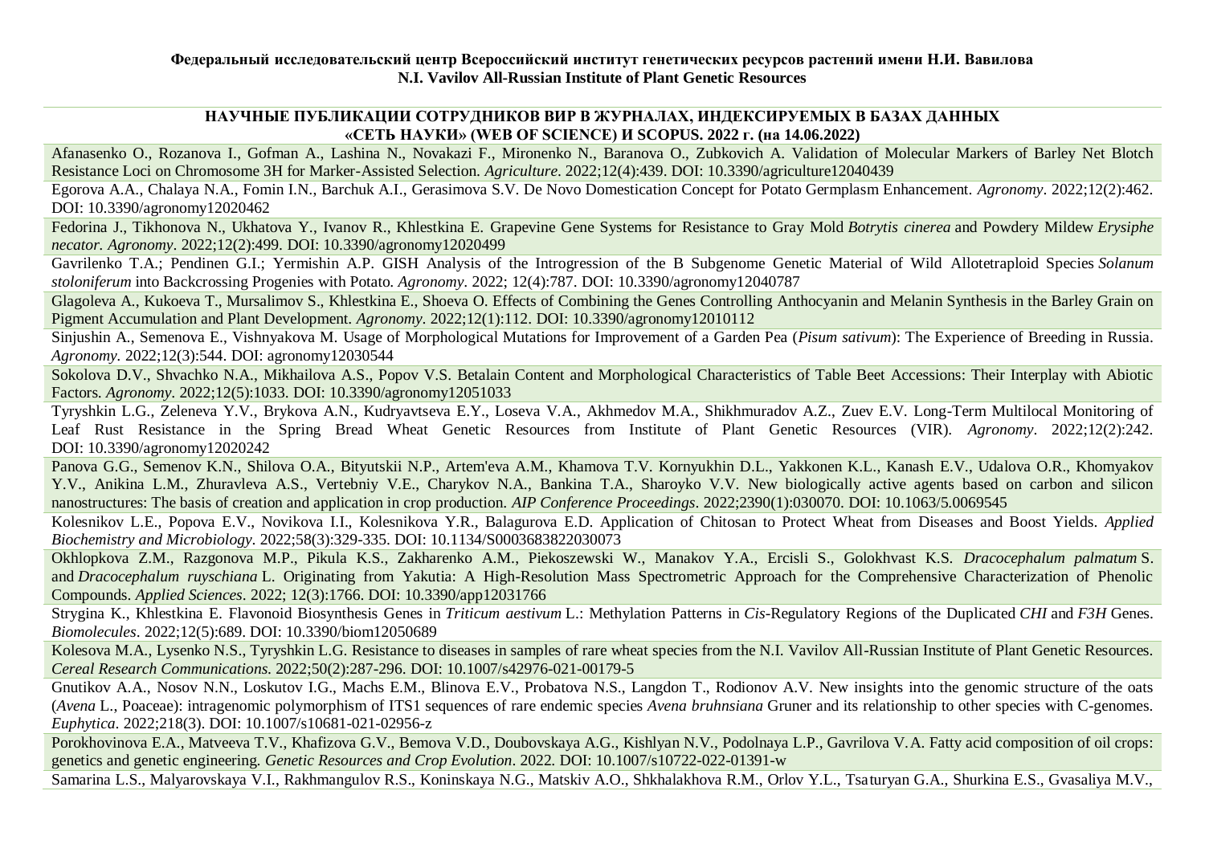**Федеральный исследовательский центр Всероссийский институт генетических ресурсов растений имени Н.И. Вавилова**
**N.I. Vavilov All-Russian Institute of Plant Genetic Resources**

## НАУЧНЫЕ ПУБЛИКАЦИИ СОТРУДНИКОВ ВИР В ЖУРНАЛАХ, ИНДЕКСИРУЕМЫХ В БАЗАХ ДАННЫХ «СЕТЬ НАУКИ» (WEB OF SCIENCE) И SCOPUS. 2022 г. (на 14.06.2022)

Afanasenko O., Rozanova I., Gofman A., Lashina N., Novakazi F., Mironenko N., Baranova O., Zubkovich A. Validation of Molecular Markers of Barley Net Blotch Resistance Loci on Chromosome 3H for Marker-Assisted Selection. *Agriculture*. 2022;12(4):439. DOI: 10.3390/agriculture12040439

Egorova A.A., Chalaya N.A., Fomin I.N., Barchuk A.I., Gerasimova S.V. De Novo Domestication Concept for Potato Germplasm Enhancement. *Agronomy*. 2022;12(2):462. DOI: 10.3390/agronomy12020462

Fedorina J., Tikhonova N., Ukhatova Y., Ivanov R., Khlestkina E. Grapevine Gene Systems for Resistance to Gray Mold *Botrytis cinerea* and Powdery Mildew *Erysiphe necator*. *Agronomy*. 2022;12(2):499. DOI: 10.3390/agronomy12020499

Gavrilenko T.A.; Pendinen G.I.; Yermishin A.P. GISH Analysis of the Introgression of the B Subgenome Genetic Material of Wild Allotetraploid Species *Solanum stoloniferum* into Backcrossing Progenies with Potato. *Agronomy*. 2022; 12(4):787. DOI: 10.3390/agronomy12040787

Glagoleva A., Kukoeva T., Mursalimov S., Khlestkina E., Shoeva O. Effects of Combining the Genes Controlling Anthocyanin and Melanin Synthesis in the Barley Grain on Pigment Accumulation and Plant Development. *Agronomy*. 2022;12(1):112. DOI: 10.3390/agronomy12010112

Sinjushin A., Semenova E., Vishnyakova M. Usage of Morphological Mutations for Improvement of a Garden Pea (*Pisum sativum*): The Experience of Breeding in Russia. *Agronomy*. 2022;12(3):544. DOI: agronomy12030544

Sokolova D.V., Shvachko N.A., Mikhailova A.S., Popov V.S. Betalain Content and Morphological Characteristics of Table Beet Accessions: Their Interplay with Abiotic Factors. *Agronomy*. 2022;12(5):1033. DOI: 10.3390/agronomy12051033

Tyryshkin L.G., Zeleneva Y.V., Brykova A.N., Kudryavtseva E.Y., Loseva V.A., Akhmedov M.A., Shikhmuradov A.Z., Zuev E.V. Long-Term Multilocal Monitoring of Leaf Rust Resistance in the Spring Bread Wheat Genetic Resources from Institute of Plant Genetic Resources (VIR). *Agronomy*. 2022;12(2):242. DOI: 10.3390/agronomy12020242

Panova G.G., Semenov K.N., Shilova O.A., Bityutskii N.P., Artem'eva A.M., Khamova T.V. Kornyukhin D.L., Yakkonen K.L., Kanash E.V., Udalova O.R., Khomyakov Y.V., Anikina L.M., Zhuravleva A.S., Vertebniy V.E., Charykov N.A., Bankina T.A., Sharoyko V.V. New biologically active agents based on carbon and silicon nanostructures: The basis of creation and application in crop production. *AIP Conference Proceedings*. 2022;2390(1):030070. DOI: 10.1063/5.0069545

Kolesnikov L.E., Popova E.V., Novikova I.I., Kolesnikova Y.R., Balagurova E.D. Application of Chitosan to Protect Wheat from Diseases and Boost Yields. *Applied Biochemistry and Microbiology*. 2022;58(3):329-335. DOI: 10.1134/S0003683822030073

Okhlopkova Z.M., Razgonova M.P., Pikula K.S., Zakharenko A.M., Piekoszewski W., Manakov Y.A., Ercisli S., Golokhvast K.S. *Dracocephalum palmatum* S. and *Dracocephalum ruyschiana* L. Originating from Yakutia: A High-Resolution Mass Spectrometric Approach for the Comprehensive Characterization of Phenolic Compounds. *Applied Sciences*. 2022; 12(3):1766. DOI: 10.3390/app12031766

Strygina K., Khlestkina E. Flavonoid Biosynthesis Genes in *Triticum aestivum* L.: Methylation Patterns in *Cis*-Regulatory Regions of the Duplicated *CHI* and *F3H* Genes. *Biomolecules*. 2022;12(5):689. DOI: 10.3390/biom12050689

Kolesova M.A., Lysenko N.S., Tyryshkin L.G. Resistance to diseases in samples of rare wheat species from the N.I. Vavilov All-Russian Institute of Plant Genetic Resources. *Cereal Research Communications*. 2022;50(2):287-296. DOI: 10.1007/s42976-021-00179-5

Gnutikov A.A., Nosov N.N., Loskutov I.G., Machs E.M., Blinova E.V., Probatova N.S., Langdon T., Rodionov A.V. New insights into the genomic structure of the oats (*Avena* L., Poaceae): intragenomic polymorphism of ITS1 sequences of rare endemic species *Avena bruhnsiana* Gruner and its relationship to other species with C-genomes. *Euphytica*. 2022;218(3). DOI: 10.1007/s10681-021-02956-z

Porokhovinova E.A., Matveeva T.V., Khafizova G.V., Bemova V.D., Doubovskaya A.G., Kishlyan N.V., Podolnaya L.P., Gavrilova V.A. Fatty acid composition of oil crops: genetics and genetic engineering. *Genetic Resources and Crop Evolution*. 2022. DOI: 10.1007/s10722-022-01391-w

Samarina L.S., Malyarovskaya V.I., Rakhmangulov R.S., Koninskaya N.G., Matskiv A.O., Shkhalakhova R.M., Orlov Y.L., Tsaturyan G.A., Shurkina E.S., Gvasaliya M.V.,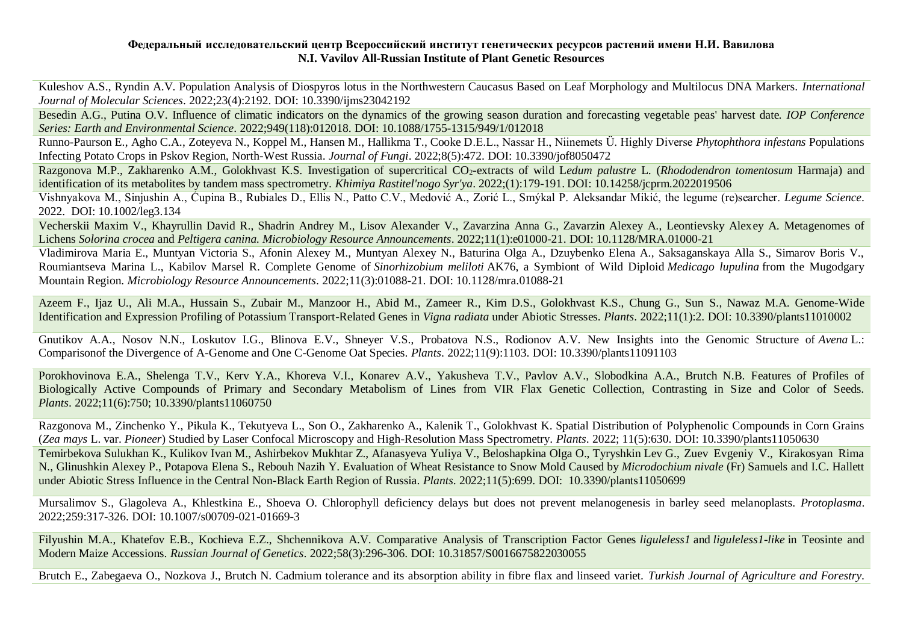**Федеральный исследовательский центр Всероссийский институт генетических ресурсов растений имени Н.И. Вавилова**
**N.I. Vavilov All-Russian Institute of Plant Genetic Resources**

Kuleshov A.S., Ryndin A.V. Population Analysis of Diospyros lotus in the Northwestern Caucasus Based on Leaf Morphology and Multilocus DNA Markers. *International Journal of Molecular Sciences*. 2022;23(4):2192. DOI: 10.3390/ijms23042192

Besedin A.G., Putina O.V. Influence of climatic indicators on the dynamics of the growing season duration and forecasting vegetable peas' harvest date. *IOP Conference Series: Earth and Environmental Science*. 2022;949(118):012018. DOI: 10.1088/1755-1315/949/1/012018

Runno-Paurson E., Agho C.A., Zoteyeva N., Koppel M., Hansen M., Hallikma T., Cooke D.E.L., Nassar H., Niinemets Ü. Highly Diverse *Phytophthora infestans* Populations Infecting Potato Crops in Pskov Region, North-West Russia. *Journal of Fungi*. 2022;8(5):472. DOI: 10.3390/jof8050472

Razgonova M.P., Zakharenko A.M., Golokhvast K.S. Investigation of supercritical $CO_2$-extracts of wild L*edum palustre* L. (*Rhododendron tomentosum* Harmaja) and identification of its metabolites by tandem mass spectrometry. *Khimiya Rastitel'nogo Syr'ya*. 2022;(1):179-191. DOI: 10.14258/jcprm.2022019506

Vishnyakova M., Sinjushin A., Ćupina B., Rubiales D., Ellis N., Patto C.V., Medović A., Zorić L., Smýkal P. Aleksandar Mikić, the legume (re)searcher. *Legume Science*. 2022. DOI: 10.1002/leg3.134

Vecherskii Maxim V., Khayrullin David R., Shadrin Andrey M., Lisov Alexander V., Zavarzina Anna G., Zavarzin Alexey A., Leontievsky Alexey A. Metagenomes of Lichens *Solorina crocea* and *Peltigera canina*. *Microbiology Resource Announcements*. 2022;11(1):e01000-21. DOI: 10.1128/MRA.01000-21

Vladimirova Maria E., Muntyan Victoria S., Afonin Alexey M., Muntyan Alexey N., Baturina Olga A., Dzuybenko Elena A., Saksaganskaya Alla S., Simarov Boris V., Roumiantseva Marina L., Kabilov Marsel R. Complete Genome of *Sinorhizobium meliloti* AK76, a Symbiont of Wild Diploid *Medicago lupulina* from the Mugodgary Mountain Region. *Microbiology Resource Announcements*. 2022;11(3):01088-21. DOI: 10.1128/mra.01088-21

Azeem F., Ijaz U., Ali M.A., Hussain S., Zubair M., Manzoor H., Abid M., Zameer R., Kim D.S., Golokhvast K.S., Chung G., Sun S., Nawaz M.A. Genome-Wide Identification and Expression Profiling of Potassium Transport-Related Genes in *Vigna radiata* under Abiotic Stresses. *Plants*. 2022;11(1):2. DOI: 10.3390/plants11010002

Gnutikov A.A., Nosov N.N., Loskutov I.G., Blinova E.V., Shneyer V.S., Probatova N.S., Rodionov A.V. New Insights into the Genomic Structure of *Avena* L.: Comparisonof the Divergence of A-Genome and One C-Genome Oat Species. *Plants*. 2022;11(9):1103. DOI: 10.3390/plants11091103

Porokhovinova E.A., Shelenga T.V., Kerv Y.A., Khoreva V.I., Konarev A.V., Yakusheva T.V., Pavlov A.V., Slobodkina A.A., Brutch N.B. Features of Profiles of Biologically Active Compounds of Primary and Secondary Metabolism of Lines from VIR Flax Genetic Collection, Contrasting in Size and Color of Seeds. *Plants*. 2022;11(6):750; 10.3390/plants11060750

Razgonova M., Zinchenko Y., Pikula K., Tekutyeva L., Son O., Zakharenko A., Kalenik T., Golokhvast K. Spatial Distribution of Polyphenolic Compounds in Corn Grains (*Zea mays* L. var. *Pioneer*) Studied by Laser Confocal Microscopy and High-Resolution Mass Spectrometry. *Plants*. 2022; 11(5):630. DOI: 10.3390/plants11050630

Temirbekova Sulukhan K., Kulikov Ivan M., Ashirbekov Mukhtar Z., Afanasyeva Yuliya V., Beloshapkina Olga O., Tyryshkin Lev G., Zuev Evgeniy V., Kirakosyan Rima N., Glinushkin Alexey P., Potapova Elena S., Rebouh Nazih Y. Evaluation of Wheat Resistance to Snow Mold Caused by *Microdochium nivale* (Fr) Samuels and I.C. Hallett under Abiotic Stress Influence in the Central Non-Black Earth Region of Russia. *Plants*. 2022;11(5):699. DOI: 10.3390/plants11050699

Mursalimov S., Glagoleva A., Khlestkina E., Shoeva O. Chlorophyll deficiency delays but does not prevent melanogenesis in barley seed melanoplasts. *Protoplasma*. 2022;259:317-326. DOI: 10.1007/s00709-021-01669-3

Filyushin M.A., Khatefov E.B., Kochieva E.Z., Shchennikova A.V. Comparative Analysis of Transcription Factor Genes *liguleless1* and *liguleless1-like* in Teosinte and Modern Maize Accessions. *Russian Journal of Genetics*. 2022;58(3):296-306. DOI: 10.31857/S0016675822030055

Brutch E., Zabegaeva O., Nozkova J., Brutch N. Cadmium tolerance and its absorption ability in fibre flax and linseed variet. *Turkish Journal of Agriculture and Forestry*.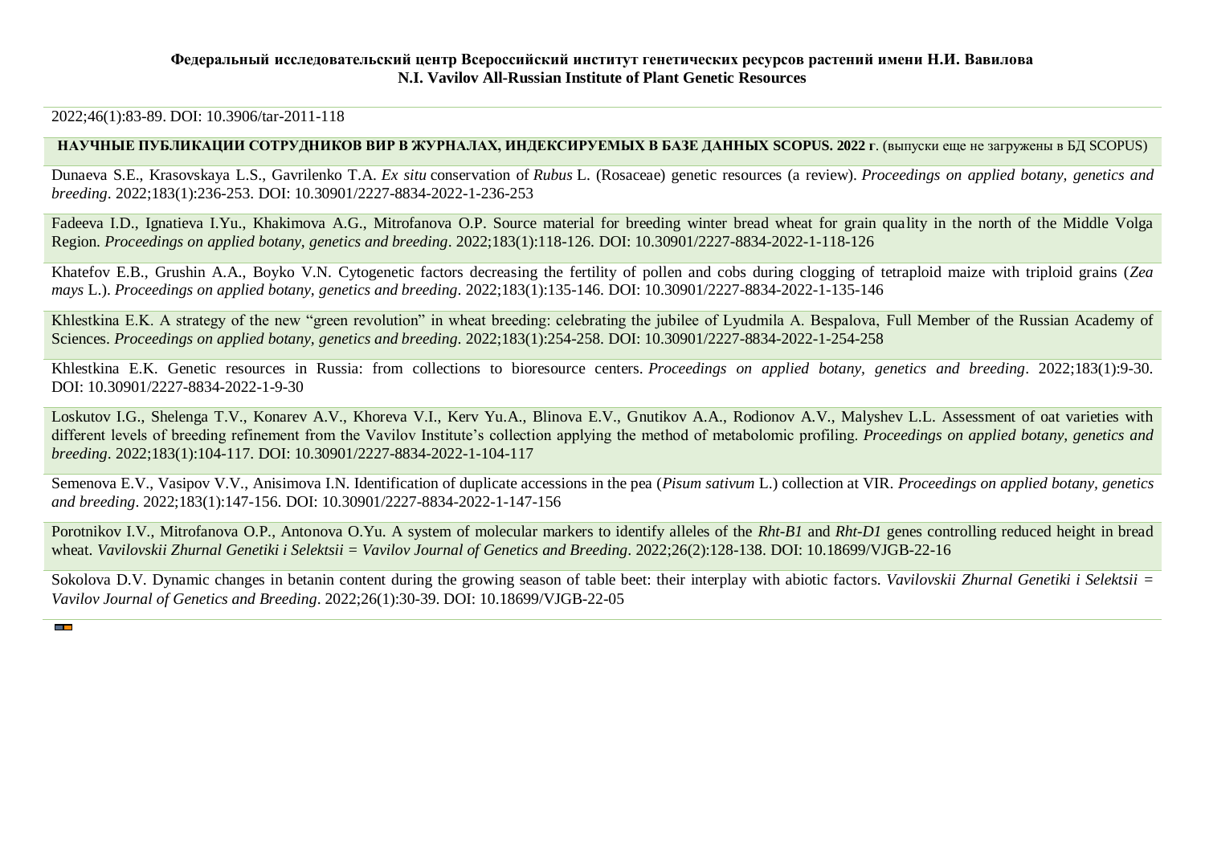2022;46(1):83-89. DOI: 10.3906/tar-2011-118

**НАУЧНЫЕ ПУБЛИКАЦИИ СОТРУДНИКОВ ВИР В ЖУРНАЛАХ, ИНДЕКСИРУЕМЫХ В БАЗЕ ДАННЫХ SCOPUS. 2022 г**. (выпуски еще не загружены в БД SCOPUS)

Dunaeva S.E., Krasovskaya L.S., Gavrilenko T.A. *Ex situ* conservation of *Rubus* L. (Rosaceae) genetic resources (a review). *Proceedings on applied botany, genetics and breeding*. 2022;183(1):236-253. DOI: 10.30901/2227-8834-2022-1-236-253

Fadeeva I.D., Ignatieva I.Yu., Khakimova A.G., Mitrofanova O.P. Source material for breeding winter bread wheat for grain quality in the north of the Middle Volga Region. *Proceedings on applied botany, genetics and breeding*. 2022;183(1):118-126. DOI: 10.30901/2227-8834-2022-1-118-126

Khatefov E.B., Grushin A.A., Boyko V.N. Cytogenetic factors decreasing the fertility of pollen and cobs during clogging of tetraploid maize with triploid grains (*Zea mays* L.). *Proceedings on applied botany, genetics and breeding*. 2022;183(1):135-146. DOI: 10.30901/2227-8834-2022-1-135-146

Khlestkina E.K. A strategy of the new "green revolution" in wheat breeding: celebrating the jubilee of Lyudmila A. Bespalova, Full Member of the Russian Academy of Sciences. *Proceedings on applied botany, genetics and breeding*. 2022;183(1):254-258. DOI: 10.30901/2227-8834-2022-1-254-258

Khlestkina E.K. Genetic resources in Russia: from collections to bioresource centers. *Proceedings on applied botany, genetics and breeding*. 2022;183(1):9-30. DOI: 10.30901/2227-8834-2022-1-9-30

Loskutov I.G., Shelenga T.V., Konarev A.V., Khoreva V.I., Kerv Yu.A., Blinova E.V., Gnutikov A.A., Rodionov A.V., Malyshev L.L. Assessment of oat varieties with different levels of breeding refinement from the Vavilov Institute's collection applying the method of metabolomic profiling. *Proceedings on applied botany, genetics and breeding*. 2022;183(1):104-117. DOI: 10.30901/2227-8834-2022-1-104-117

Semenova E.V., Vasipov V.V., Anisimova I.N. Identification of duplicate accessions in the pea (*Pisum sativum* L.) collection at VIR. *Proceedings on applied botany, genetics and breeding*. 2022;183(1):147-156. DOI: 10.30901/2227-8834-2022-1-147-156

Porotnikov I.V., Mitrofanova O.P., Antonova O.Yu. A system of molecular markers to identify alleles of the *Rht-B1* and *Rht-D1* genes controlling reduced height in bread wheat. *Vavilovskii Zhurnal Genetiki i Selektsii = Vavilov Journal of Genetics and Breeding*. 2022;26(2):128-138. DOI: 10.18699/VJGB-22-16

Sokolova D.V. Dynamic changes in betanin content during the growing season of table beet: their interplay with abiotic factors. *Vavilovskii Zhurnal Genetiki i Selektsii = Vavilov Journal of Genetics and Breeding*. 2022;26(1):30-39. DOI: 10.18699/VJGB-22-05